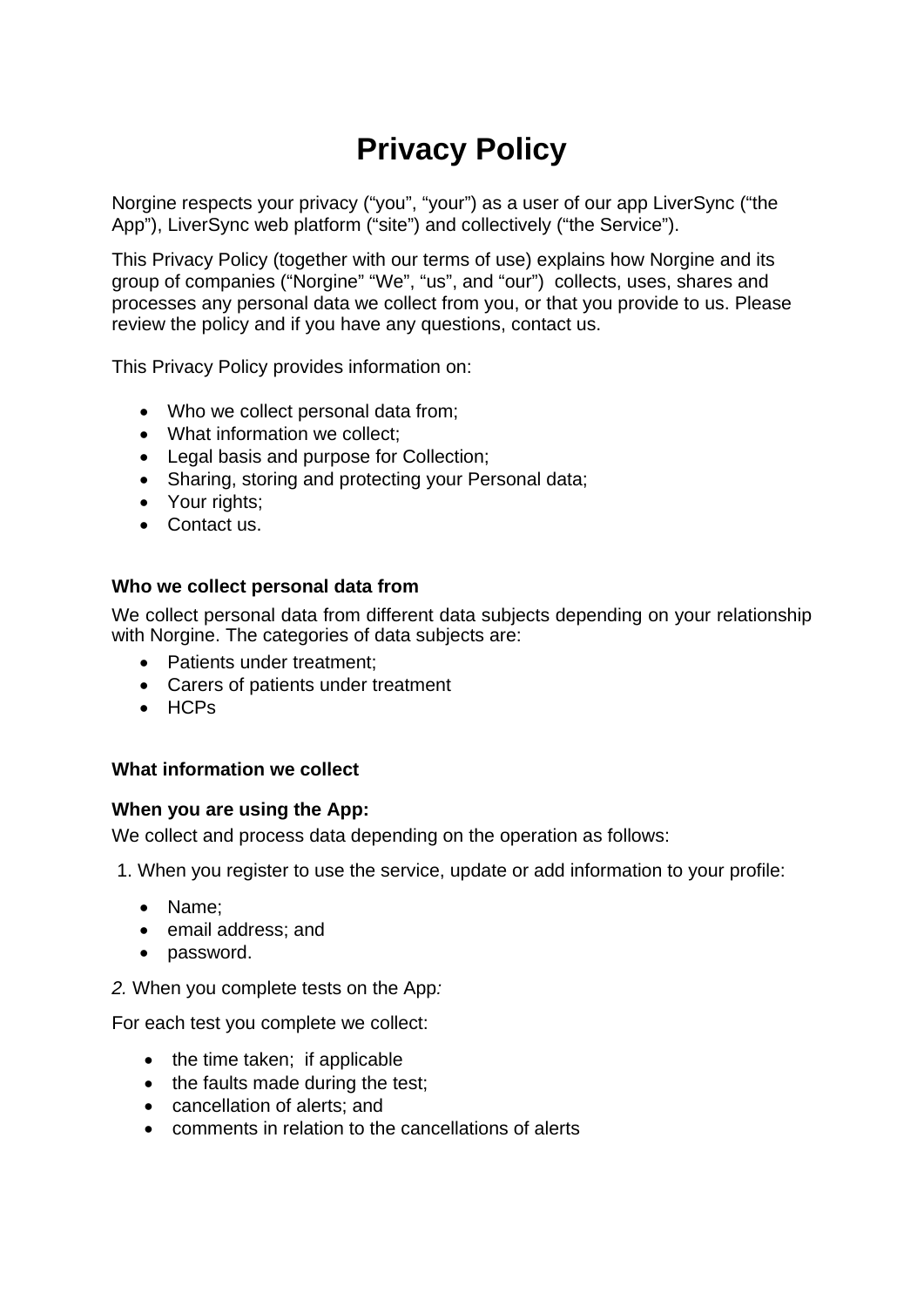# Privacy Policy

Norgine respects your privacy (“you”, “your”) as a user of our app LiverSync (“the App”), LiverSync web platform (“site”) and collectively (“the Service”).

This Privacy Policy (together with our terms of use) explains how Norgine and its group of companies (“Norgine” “We”, “us”, and “our”) collects, uses, shares and processes any personal data we collect from you, or that you provide to us. Please review the policy and if you have any questions, contact us.

This Privacy Policy provides information on:

- Who we collect personal data from;
- What information we collect;
- Legal basis and purpose for Collection;
- Sharing, storing and protecting your Personal data;
- Your rights;
- Contact us.

**Who we collect personal data from**

We collect personal data from different data subjects depending on your relationship with Norgine. The categories of data subjects are:

- Patients under treatment;
- Carers of patients under treatment
- HCPs

**What information we collect**

**When you are using the App:**

We collect and process data depending on the operation as follows:

1. When you register to use the service, update or add information to your profile:

- Name;
- email address; and
- password.

*2.* When you complete tests on the App*:*

For each test you complete we collect:

- the time taken; if applicable
- the faults made during the test;
- cancellation of alerts; and
- comments in relation to the cancellations of alerts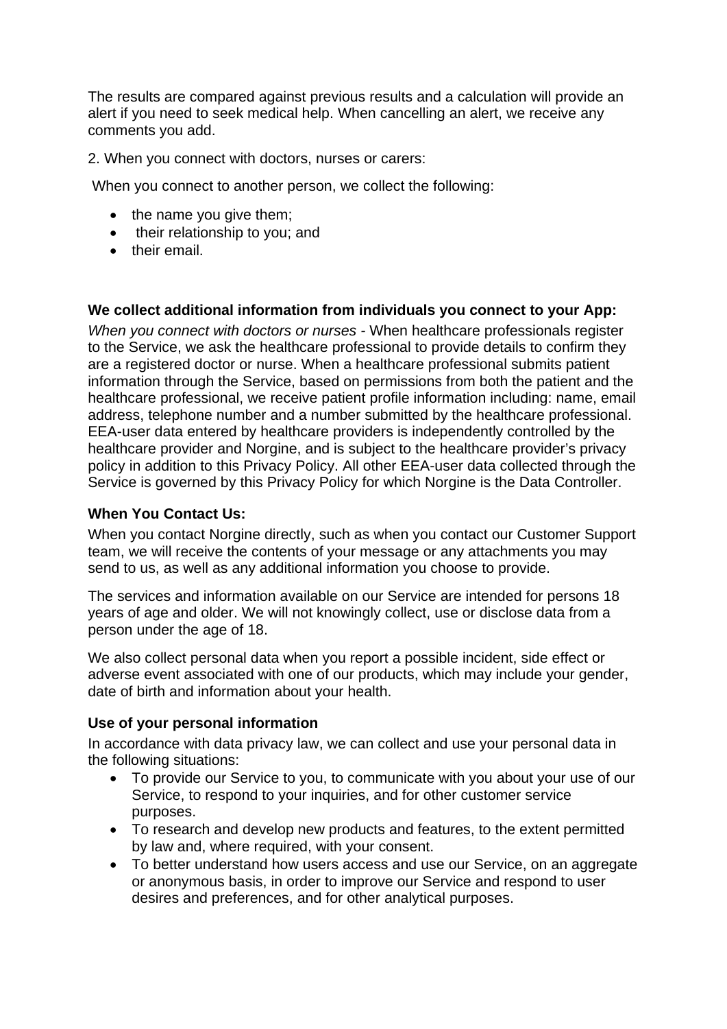The results are compared against previous results and a calculation will provide an alert if you need to seek medical help. When cancelling an alert, we receive any comments you add.

2. When you connect with doctors, nurses or carers:

When you connect to another person, we collect the following:

- the name you give them;
- their relationship to you; and
- their email.

**We collect additional information from individuals you connect to your App:**

*When you connect with doctors or nurses* - When healthcare professionals register to the Service, we ask the healthcare professional to provide details to confirm they are a registered doctor or nurse. When a healthcare professional submits patient information through the Service, based on permissions from both the patient and the healthcare professional, we receive patient profile information including: name, email address, telephone number and a number submitted by the healthcare professional. EEA-user data entered by healthcare providers is independently controlled by the healthcare provider and Norgine, and is subject to the healthcare provider's privacy policy in addition to this Privacy Policy. All other EEA-user data collected through the Service is governed by this Privacy Policy for which Norgine is the Data Controller.

**When You Contact Us:**

When you contact Norgine directly, such as when you contact our Customer Support team, we will receive the contents of your message or any attachments you may send to us, as well as any additional information you choose to provide.

The services and information available on our Service are intended for persons 18 years of age and older. We will not knowingly collect, use or disclose data from a person under the age of 18.

We also collect personal data when you report a possible incident, side effect or adverse event associated with one of our products, which may include your gender, date of birth and information about your health.

**Use of your personal information**

In accordance with data privacy law, we can collect and use your personal data in the following situations:

- To provide our Service to you, to communicate with you about your use of our Service, to respond to your inquiries, and for other customer service purposes.
- To research and develop new products and features, to the extent permitted by law and, where required, with your consent.
- To better understand how users access and use our Service, on an aggregate or anonymous basis, in order to improve our Service and respond to user desires and preferences, and for other analytical purposes.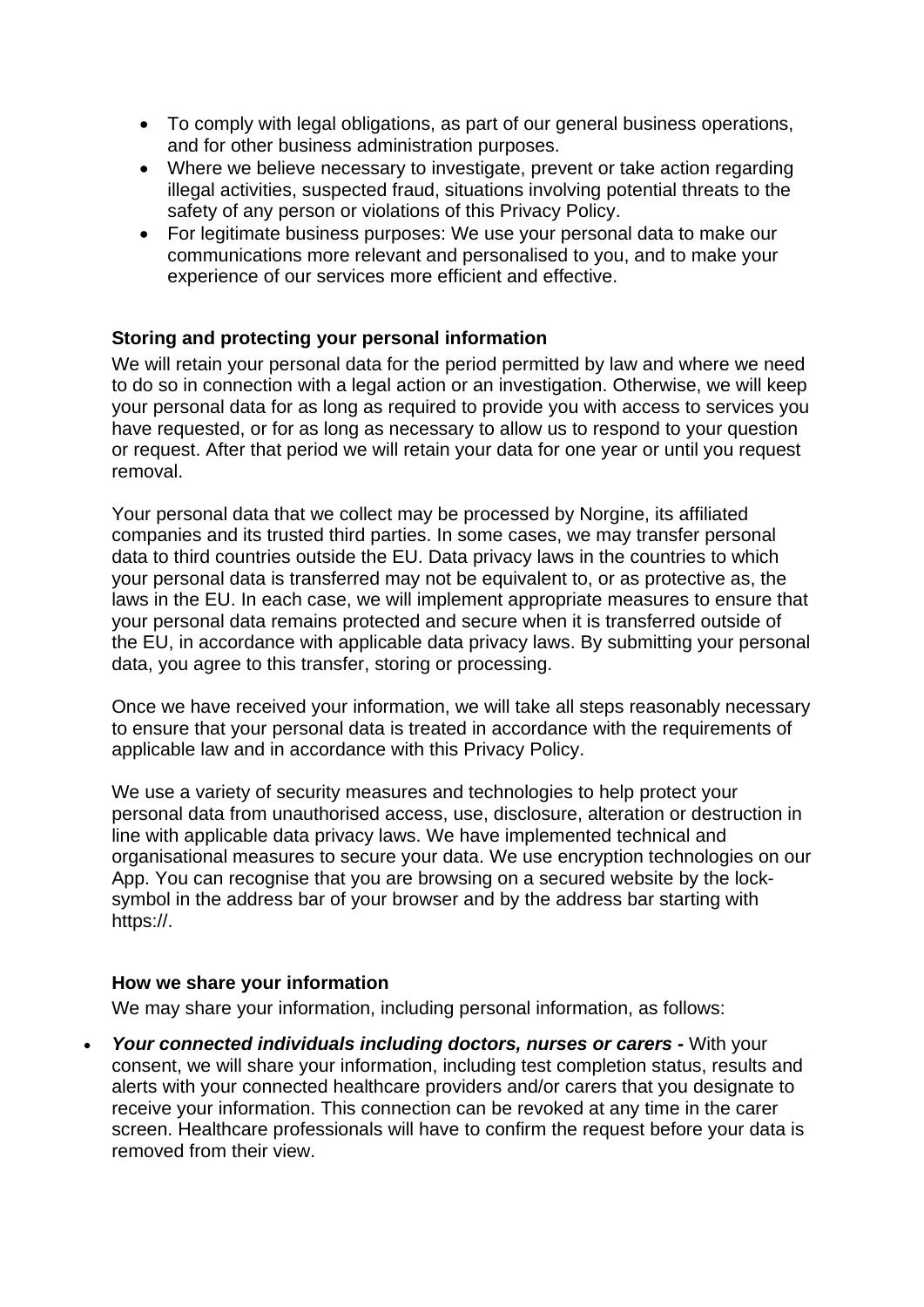- To comply with legal obligations, as part of our general business operations, and for other business administration purposes.
- Where we believe necessary to investigate, prevent or take action regarding illegal activities, suspected fraud, situations involving potential threats to the safety of any person or violations of this Privacy Policy.
- For legitimate business purposes: We use your personal data to make our communications more relevant and personalised to you, and to make your experience of our services more efficient and effective.

**Storing and protecting your personal information**

We will retain your personal data for the period permitted by law and where we need to do so in connection with a legal action or an investigation. Otherwise, we will keep your personal data for as long as required to provide you with access to services you have requested, or for as long as necessary to allow us to respond to your question or request. After that period we will retain your data for one year or until you request removal.

Your personal data that we collect may be processed by Norgine, its affiliated companies and its trusted third parties. In some cases, we may transfer personal data to third countries outside the EU. Data privacy laws in the countries to which your personal data is transferred may not be equivalent to, or as protective as, the laws in the EU. In each case, we will implement appropriate measures to ensure that your personal data remains protected and secure when it is transferred outside of the EU, in accordance with applicable data privacy laws. By submitting your personal data, you agree to this transfer, storing or processing.

Once we have received your information, we will take all steps reasonably necessary to ensure that your personal data is treated in accordance with the requirements of applicable law and in accordance with this Privacy Policy.

We use a variety of security measures and technologies to help protect your personal data from unauthorised access, use, disclosure, alteration or destruction in line with applicable data privacy laws. We have implemented technical and organisational measures to secure your data. We use encryption technologies on our App. You can recognise that you are browsing on a secured website by the lock-symbol in the address bar of your browser and by the address bar starting with https://.

**How we share your information**

We may share your information, including personal information, as follows:

- ***Your connected individuals including doctors, nurses or carers -*** With your consent, we will share your information, including test completion status, results and alerts with your connected healthcare providers and/or carers that you designate to receive your information. This connection can be revoked at any time in the carer screen. Healthcare professionals will have to confirm the request before your data is removed from their view.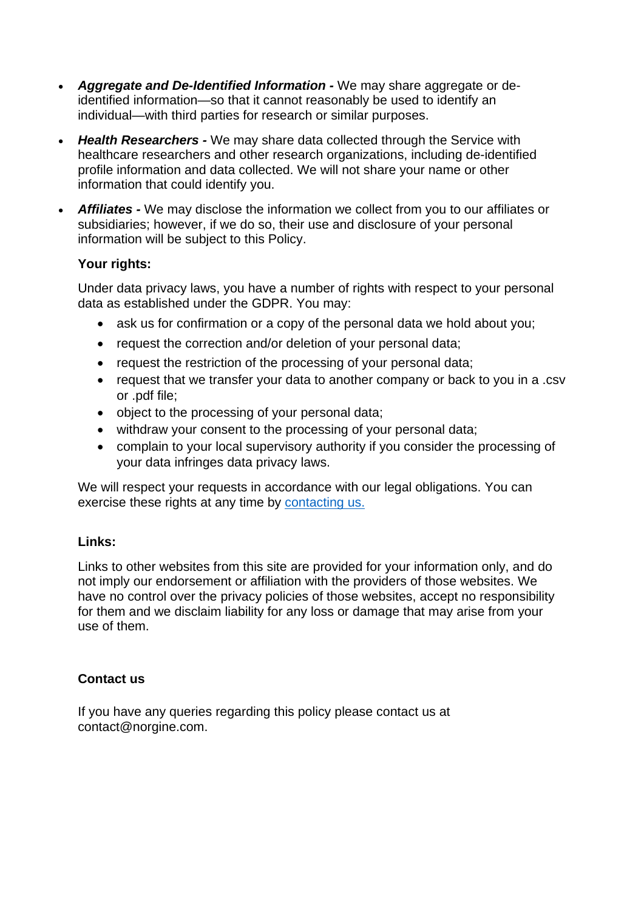- ***Aggregate and De-Identified Information -*** We may share aggregate or de-identified information—so that it cannot reasonably be used to identify an individual—with third parties for research or similar purposes.
- ***Health Researchers -*** We may share data collected through the Service with healthcare researchers and other research organizations, including de-identified profile information and data collected. We will not share your name or other information that could identify you.
- ***Affiliates -*** We may disclose the information we collect from you to our affiliates or subsidiaries; however, if we do so, their use and disclosure of your personal information will be subject to this Policy.

**Your rights:**

Under data privacy laws, you have a number of rights with respect to your personal data as established under the GDPR. You may:

- ask us for confirmation or a copy of the personal data we hold about you;
- request the correction and/or deletion of your personal data;
- request the restriction of the processing of your personal data;
- request that we transfer your data to another company or back to you in a .csv or .pdf file;
- object to the processing of your personal data;
- withdraw your consent to the processing of your personal data;
- complain to your local supervisory authority if you consider the processing of your data infringes data privacy laws.

We will respect your requests in accordance with our legal obligations. You can exercise these rights at any time by contacting us.

**Links:**

Links to other websites from this site are provided for your information only, and do not imply our endorsement or affiliation with the providers of those websites. We have no control over the privacy policies of those websites, accept no responsibility for them and we disclaim liability for any loss or damage that may arise from your use of them.

**Contact us**

If you have any queries regarding this policy please contact us at contact@norgine.com.